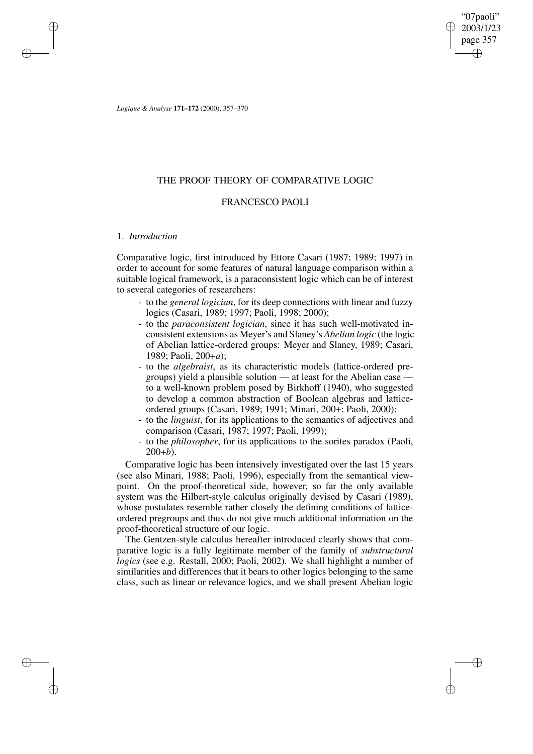# THE PROOF THEORY OF COMPARATIVE LOGIC

## FRANCESCO PAOLI

### 1. *Introduction*

Comparative logic, first introduced by Ettore Casari (1987; 1989; 1997) in order to account for some features of natural language comparison within a suitable logical framework, is a paraconsistent logic which can be of interest to several categories of researchers:

- to the *general logician*, for its deep connections with linear and fuzzy logics (Casari, 1989; 1997; Paoli, 1998; 2000);
- to the *paraconsistent logician*, since it has such well-motivated inconsistent extensions as Meyer's and Slaney's *Abelian logic* (the logic of Abelian lattice-ordered groups: Meyer and Slaney, 1989; Casari, 1989; Paoli, 200+*a*);
- to the *algebraist*, as its characteristic models (lattice-ordered pregroups) yield a plausible solution — at least for the Abelian case — to a well-known problem posed by Birkhoff (1940), who suggested to develop a common abstraction of Boolean algebras and lattice-ordered groups (Casari, 1989; 1991; Minari, 200+; Paoli, 2000);
- to the *linguist*, for its applications to the semantics of adjectives and comparison (Casari, 1987; 1997; Paoli, 1999);
- to the *philosopher*, for its applications to the sorites paradox (Paoli, 200+*b*).

Comparative logic has been intensively investigated over the last 15 years (see also Minari, 1988; Paoli, 1996), especially from the semantical viewpoint. On the proof-theoretical side, however, so far the only available system was the Hilbert-style calculus originally devised by Casari (1989), whose postulates resemble rather closely the defining conditions of lattice-ordered pregroups and thus do not give much additional information on the proof-theoretical structure of our logic.

The Gentzen-style calculus hereafter introduced clearly shows that comparative logic is a fully legitimate member of the family of *substructural logics* (see e.g. Restall, 2000; Paoli, 2002). We shall highlight a number of similarities and differences that it bears to other logics belonging to the same class, such as linear or relevance logics, and we shall present Abelian logic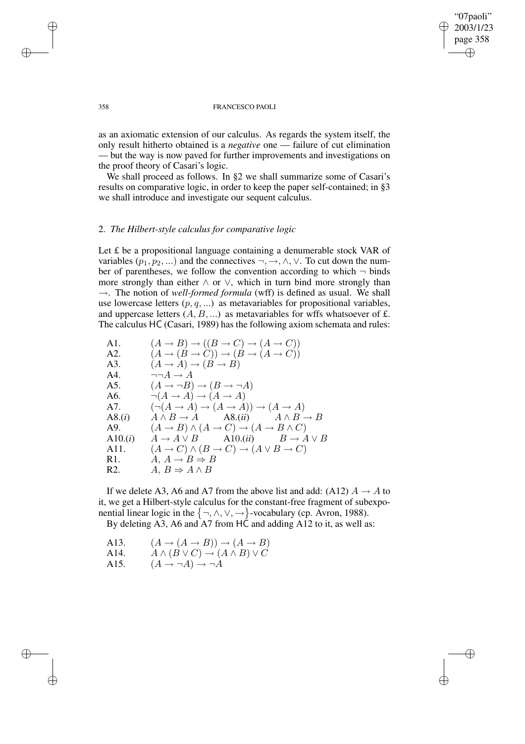as an axiomatic extension of our calculus. As regards the system itself, the only result hitherto obtained is a *negative* one — failure of cut elimination — but the way is now paved for further improvements and investigations on the proof theory of Casari's logic.

We shall proceed as follows. In §2 we shall summarize some of Casari's results on comparative logic, in order to keep the paper self-contained; in §3 we shall introduce and investigate our sequent calculus.

## 2. *The Hilbert-style calculus for comparative logic*

Let £ be a propositional language containing a denumerable stock VAR of variables $(p_1, p_2, ...)$ and the connectives $\neg, \rightarrow, \wedge, \vee$. To cut down the number of parentheses, we follow the convention according to which $\neg$ binds more strongly than either $\wedge$ or $\vee$, which in turn bind more strongly than $\rightarrow$. The notion of *well-formed formula* (wff) is defined as usual. We shall use lowercase letters $(p, q, ...)$ as metavariables for propositional variables, and uppercase letters $(A, B, ...)$ as metavariables for wffs whatsoever of £. The calculus HC (Casari, 1989) has the following axiom schemata and rules:

| | |
|---|---|
| A1. | $(A \rightarrow B) \rightarrow ((B \rightarrow C) \rightarrow (A \rightarrow C))$ |
| A2. | $(A \rightarrow (B \rightarrow C)) \rightarrow (B \rightarrow (A \rightarrow C))$ |
| A3. | $(A \rightarrow A) \rightarrow (B \rightarrow B)$ |
| A4. | $\neg\neg A \rightarrow A$ |
| A5. | $(A \rightarrow \neg B) \rightarrow (B \rightarrow \neg A)$ |
| A6. | $\neg(A \rightarrow A) \rightarrow (A \rightarrow A)$ |
| A7. | $(\neg(A \rightarrow A) \rightarrow (A \rightarrow A)) \rightarrow (A \rightarrow A)$ |
| A8.(*i*) | $A \wedge B \rightarrow A$ &nbsp;&nbsp;&nbsp; A8.(*ii*) &nbsp;&nbsp;&nbsp; $A \wedge B \rightarrow B$ |
| A9. | $(A \rightarrow B) \wedge (A \rightarrow C) \rightarrow (A \rightarrow B \wedge C)$ |
| A10.(*i*) | $A \rightarrow A \vee B$ &nbsp;&nbsp;&nbsp; A10.(*ii*) &nbsp;&nbsp;&nbsp; $B \rightarrow A \vee B$ |
| A11. | $(A \rightarrow C) \wedge (B \rightarrow C) \rightarrow (A \vee B \rightarrow C)$ |
| R1. | $A,\ A \rightarrow B \Rightarrow B$ |
| R2. | $A,\ B \Rightarrow A \wedge B$ |

If we delete A3, A6 and A7 from the above list and add: (A12) $A \rightarrow A$ to it, we get a Hilbert-style calculus for the constant-free fragment of subexponential linear logic in the $\{\neg, \wedge, \vee, \rightarrow\}$-vocabulary (cp. Avron, 1988).

By deleting A3, A6 and A7 from HC and adding A12 to it, as well as:

| | |
|---|---|
| A13. | $(A \rightarrow (A \rightarrow B)) \rightarrow (A \rightarrow B)$ |
| A14. | $A \wedge (B \vee C) \rightarrow (A \wedge B) \vee C$ |
| A15. | $(A \rightarrow \neg A) \rightarrow \neg A$ |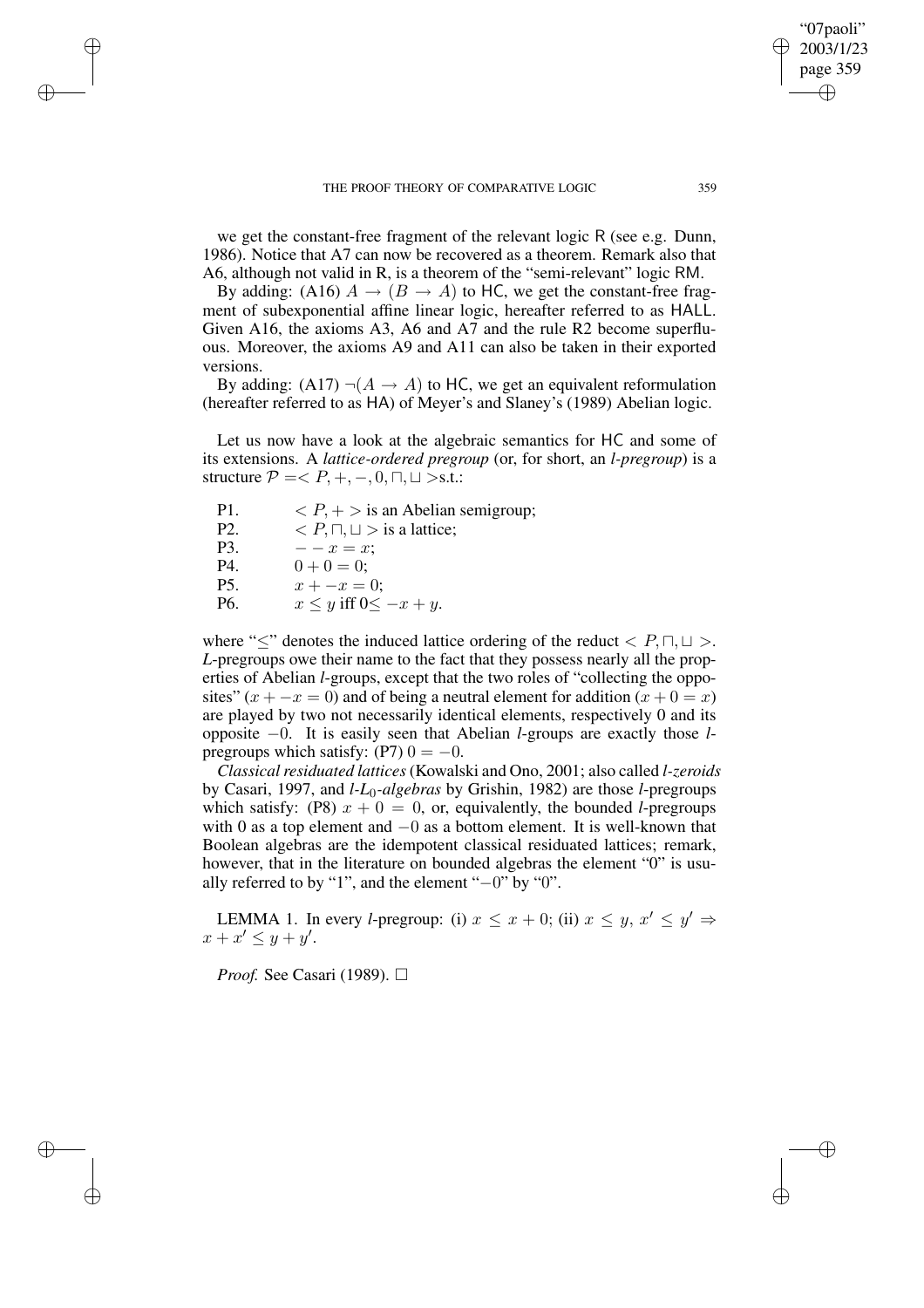we get the constant-free fragment of the relevant logic R (see e.g. Dunn, 1986). Notice that A7 can now be recovered as a theorem. Remark also that A6, although not valid in R, is a theorem of the "semi-relevant" logic RM.

By adding: (A16) $A \rightarrow (B \rightarrow A)$ to HC, we get the constant-free fragment of subexponential affine linear logic, hereafter referred to as HALL. Given A16, the axioms A3, A6 and A7 and the rule R2 become superfluous. Moreover, the axioms A9 and A11 can also be taken in their exported versions.

By adding: (A17) $\neg(A \rightarrow A)$ to HC, we get an equivalent reformulation (hereafter referred to as HA) of Meyer's and Slaney's (1989) Abelian logic.

Let us now have a look at the algebraic semantics for HC and some of its extensions. A *lattice-ordered pregroup* (or, for short, an *l-pregroup*) is a structure $\mathcal{P} = < P, +, -, 0, \sqcap, \sqcup >$s.t.:

- P1. $< P, + >$ is an Abelian semigroup;
- P2. $< P, \sqcap, \sqcup >$ is a lattice;
- P3. $- - x = x$;
- P4. $0 + 0 = 0$;
- P5. $x + -x = 0$;
- P6. $x \leq y$ iff $0 \leq -x + y$.

where "$\leq$" denotes the induced lattice ordering of the reduct $< P, \sqcap, \sqcup >$. *L*-pregroups owe their name to the fact that they possess nearly all the properties of Abelian *l*-groups, except that the two roles of "collecting the opposites" ($x + -x = 0$) and of being a neutral element for addition ($x + 0 = x$) are played by two not necessarily identical elements, respectively 0 and its opposite $-0$. It is easily seen that Abelian *l*-groups are exactly those *l*-pregroups which satisfy: (P7) $0 = -0$.

*Classical residuated lattices* (Kowalski and Ono, 2001; also called *l-zeroids* by Casari, 1997, and *l-$L_0$-algebras* by Grishin, 1982) are those *l*-pregroups which satisfy: (P8) $x + 0 = 0$, or, equivalently, the bounded *l*-pregroups with 0 as a top element and $-0$ as a bottom element. It is well-known that Boolean algebras are the idempotent classical residuated lattices; remark, however, that in the literature on bounded algebras the element "0" is usually referred to by "1", and the element "$-0$" by "0".

LEMMA 1. In every *l*-pregroup: (i) $x \leq x + 0$; (ii) $x \leq y$, $x' \leq y' \Rightarrow x + x' \leq y + y'$.

*Proof.* See Casari (1989). □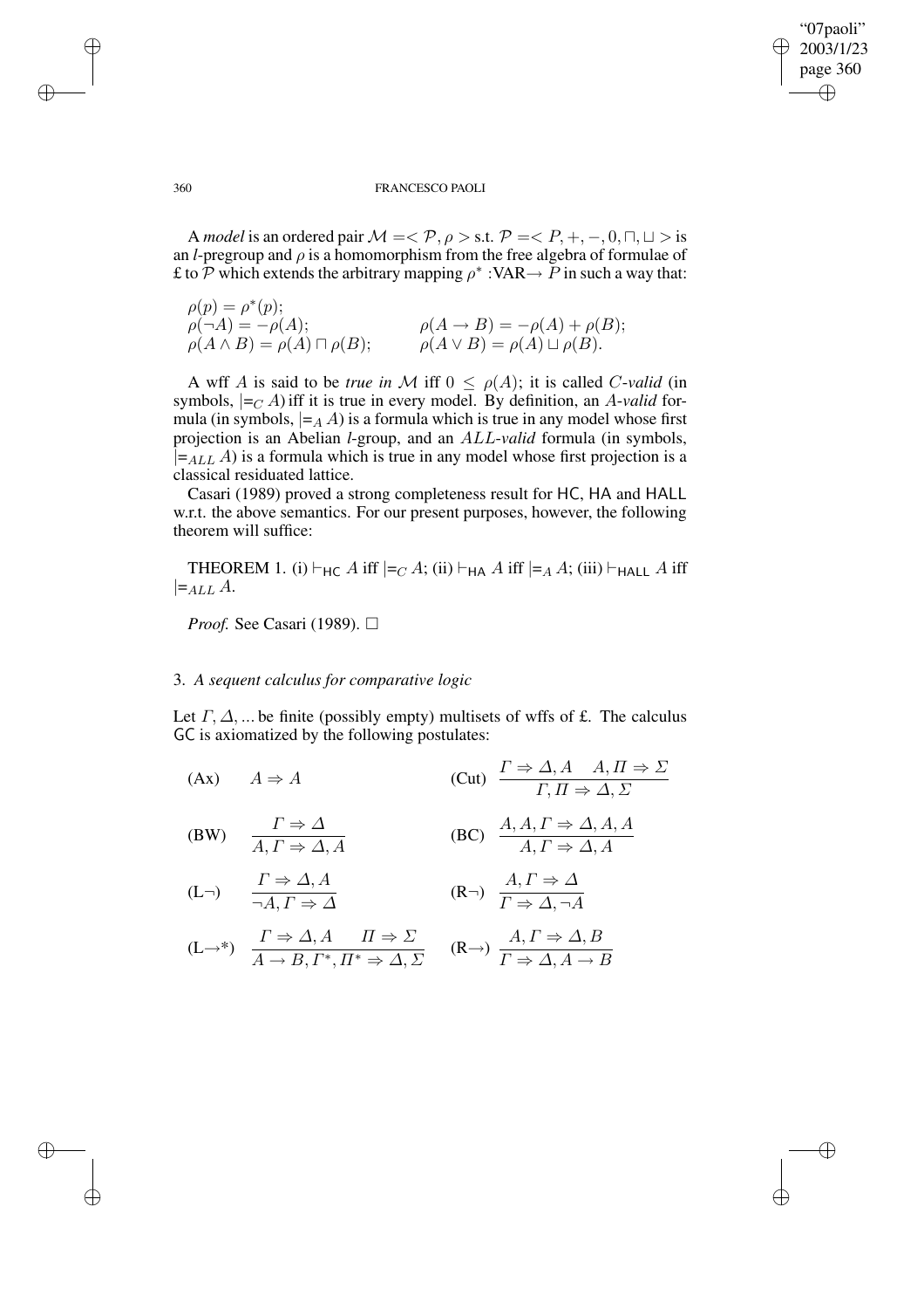A *model* is an ordered pair $\mathcal{M} = <\mathcal{P}, \rho>$ s.t. $\mathcal{P} = <P, +, -, 0, \sqcap, \sqcup>$ is an *l*-pregroup and $\rho$ is a homomorphism from the free algebra of formulae of £ to $\mathcal{P}$ which extends the arbitrary mapping $\rho^*$ :VAR$\rightarrow P$ in such a way that:

$$\rho(p) = \rho^*(p);$$
$$\rho(\neg A) = -\rho(A); \qquad \rho(A \rightarrow B) = -\rho(A) + \rho(B);$$
$$\rho(A \wedge B) = \rho(A) \sqcap \rho(B); \qquad \rho(A \vee B) = \rho(A) \sqcup \rho(B).$$

A wff $A$ is said to be *true in* $\mathcal{M}$ iff $0 \leq \rho(A)$; it is called $C$*-valid* (in symbols, $\models_C A$) iff it is true in every model. By definition, an $A$*-valid* formula (in symbols, $\models_A A$) is a formula which is true in any model whose first projection is an Abelian *l*-group, and an $ALL$*-valid* formula (in symbols, $\models_{ALL} A$) is a formula which is true in any model whose first projection is a classical residuated lattice.

Casari (1989) proved a strong completeness result for HC, HA and HALL w.r.t. the above semantics. For our present purposes, however, the following theorem will suffice:

THEOREM 1. (i) $\vdash_{\mathsf{HC}} A$ iff $\models_C A$; (ii) $\vdash_{\mathsf{HA}} A$ iff $\models_A A$; (iii) $\vdash_{\mathsf{HALL}} A$ iff $\models_{ALL} A$.

*Proof.* See Casari (1989). □

## 3. *A sequent calculus for comparative logic*

Let $\Gamma, \Delta, ...$ be finite (possibly empty) multisets of wffs of £. The calculus GC is axiomatized by the following postulates:

(Ax) $\quad A \Rightarrow A$

(Cut) $\quad \dfrac{\Gamma \Rightarrow \Delta, A \quad A, \Pi \Rightarrow \Sigma}{\Gamma, \Pi \Rightarrow \Delta, \Sigma}$

(BW) $\quad \dfrac{\Gamma \Rightarrow \Delta}{A, \Gamma \Rightarrow \Delta, A}$

(BC) $\quad \dfrac{A, A, \Gamma \Rightarrow \Delta, A, A}{A, \Gamma \Rightarrow \Delta, A}$

(L$\neg$) $\quad \dfrac{\Gamma \Rightarrow \Delta, A}{\neg A, \Gamma \Rightarrow \Delta}$

(R$\neg$) $\quad \dfrac{A, \Gamma \Rightarrow \Delta}{\Gamma \Rightarrow \Delta, \neg A}$

(L$\rightarrow$*) $\quad \dfrac{\Gamma \Rightarrow \Delta, A \quad \Pi \Rightarrow \Sigma}{A \rightarrow B, \Gamma^*, \Pi^* \Rightarrow \Delta, \Sigma}$

(R$\rightarrow$) $\quad \dfrac{A, \Gamma \Rightarrow \Delta, B}{\Gamma \Rightarrow \Delta, A \rightarrow B}$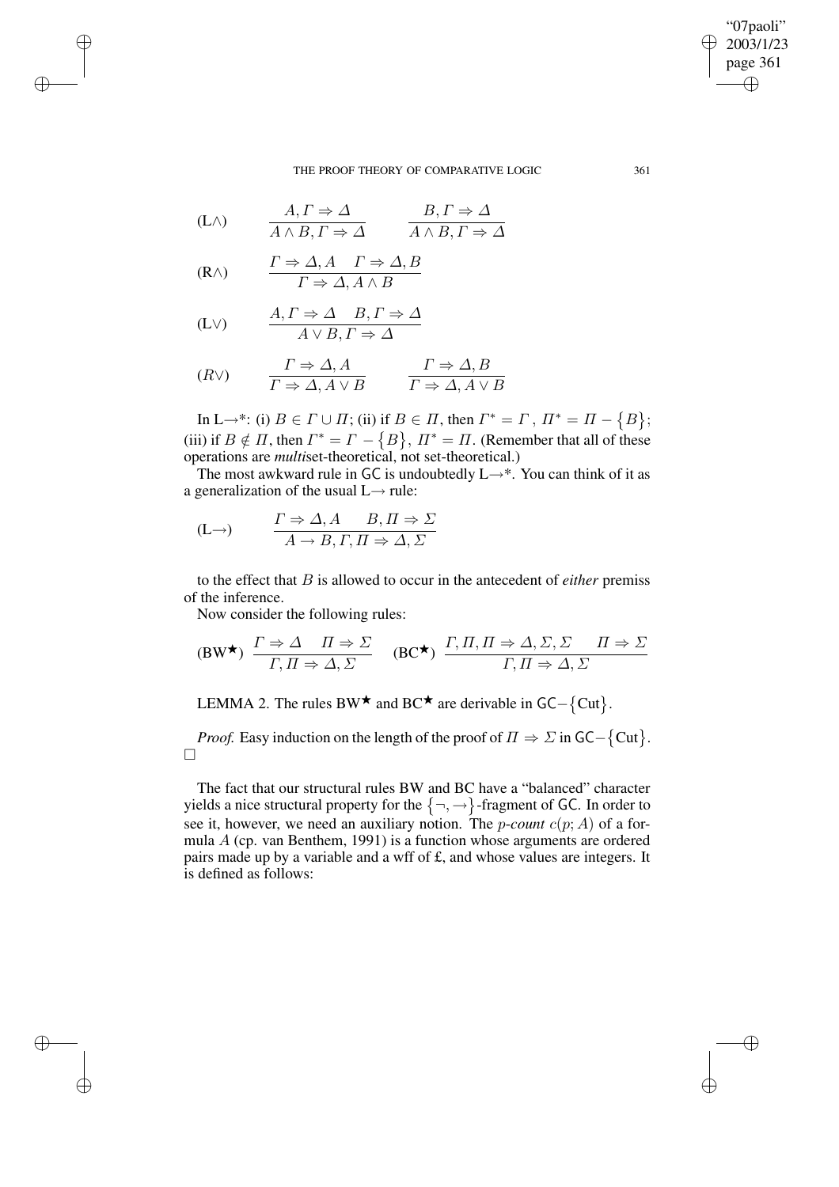$$(\text{L}\wedge) \qquad \frac{A, \Gamma \Rightarrow \Delta}{A \wedge B, \Gamma \Rightarrow \Delta} \qquad \frac{B, \Gamma \Rightarrow \Delta}{A \wedge B, \Gamma \Rightarrow \Delta}$$

$$(\text{R}\wedge) \qquad \frac{\Gamma \Rightarrow \Delta, A \quad \Gamma \Rightarrow \Delta, B}{\Gamma \Rightarrow \Delta, A \wedge B}$$

$$(\text{L}\vee) \qquad \frac{A, \Gamma \Rightarrow \Delta \quad B, \Gamma \Rightarrow \Delta}{A \vee B, \Gamma \Rightarrow \Delta}$$

$$(R\vee) \qquad \frac{\Gamma \Rightarrow \Delta, A}{\Gamma \Rightarrow \Delta, A \vee B} \qquad \frac{\Gamma \Rightarrow \Delta, B}{\Gamma \Rightarrow \Delta, A \vee B}$$

In L$\rightarrow$*: (i) $B \in \Gamma \cup \Pi$; (ii) if $B \in \Pi$, then $\Gamma^* = \Gamma$, $\Pi^* = \Pi - \{B\}$; (iii) if $B \notin \Pi$, then $\Gamma^* = \Gamma - \{B\}$, $\Pi^* = \Pi$. (Remember that all of these operations are *multi*set-theoretical, not set-theoretical.)

The most awkward rule in GC is undoubtedly L$\rightarrow$*. You can think of it as a generalization of the usual L$\rightarrow$ rule:

$$(\text{L}\rightarrow) \qquad \frac{\Gamma \Rightarrow \Delta, A \qquad B, \Pi \Rightarrow \Sigma}{A \rightarrow B, \Gamma, \Pi \Rightarrow \Delta, \Sigma}$$

to the effect that $B$ is allowed to occur in the antecedent of *either* premiss of the inference.

Now consider the following rules:

$$(\text{BW}^\bigstar) \ \frac{\Gamma \Rightarrow \Delta \quad \Pi \Rightarrow \Sigma}{\Gamma, \Pi \Rightarrow \Delta, \Sigma} \qquad (\text{BC}^\bigstar) \ \frac{\Gamma, \Pi, \Pi \Rightarrow \Delta, \Sigma, \Sigma \qquad \Pi \Rightarrow \Sigma}{\Gamma, \Pi \Rightarrow \Delta, \Sigma}$$

LEMMA 2. The rules BW$^\bigstar$ and BC$^\bigstar$ are derivable in GC$-\{$Cut$\}$.

*Proof.* Easy induction on the length of the proof of $\Pi \Rightarrow \Sigma$ in GC$-\{$Cut$\}$. □

The fact that our structural rules BW and BC have a "balanced" character yields a nice structural property for the $\{\neg, \rightarrow\}$-fragment of GC. In order to see it, however, we need an auxiliary notion. The *p-count* $c(p; A)$ of a formula $A$ (cp. van Benthem, 1991) is a function whose arguments are ordered pairs made up by a variable and a wff of £, and whose values are integers. It is defined as follows: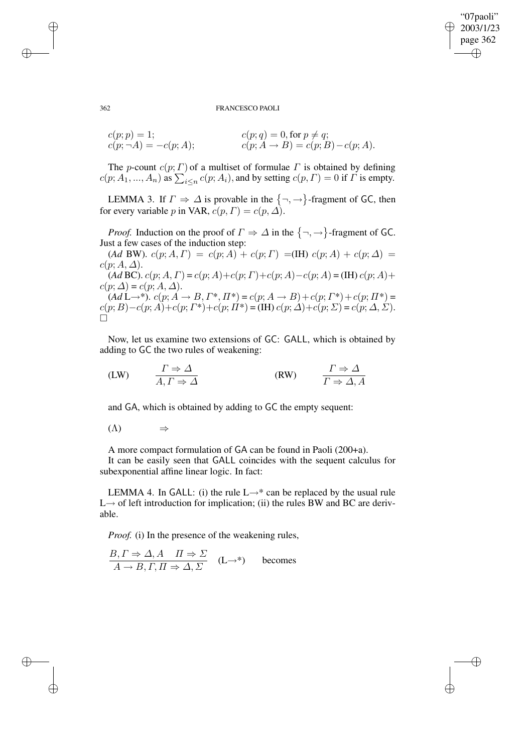$c(p; p) = 1;$ $\qquad\qquad\qquad\qquad$ $c(p; q) = 0$, for $p \neq q$;
$c(p; \neg A) = -c(p; A);$ $\qquad\qquad$ $c(p; A \to B) = c(p; B) - c(p; A)$.

The $p$-count $c(p; \Gamma)$ of a multiset of formulae $\Gamma$ is obtained by defining $c(p; A_1, ..., A_n)$ as $\sum_{i \leq n} c(p; A_i)$, and by setting $c(p, \Gamma) = 0$ if $\Gamma$ is empty.

LEMMA 3. If $\Gamma \Rightarrow \Delta$ is provable in the $\{\neg, \to\}$-fragment of GC, then for every variable $p$ in VAR, $c(p, \Gamma) = c(p, \Delta)$.

*Proof.* Induction on the proof of $\Gamma \Rightarrow \Delta$ in the $\{\neg, \to\}$-fragment of GC. Just a few cases of the induction step:

(*Ad* BW). $c(p; A, \Gamma) = c(p; A) + c(p; \Gamma) =$(IH) $c(p; A) + c(p; \Delta) = c(p; A, \Delta)$.

(*Ad* BC). $c(p; A, \Gamma) = c(p; A) + c(p; \Gamma) + c(p; A) - c(p; A) =$ (IH) $c(p; A) + c(p; \Delta) = c(p; A, \Delta)$.

(*Ad* L$\to$\*). $c(p; A \to B, \Gamma^*, \Pi^*) = c(p; A \to B) + c(p; \Gamma^*) + c(p; \Pi^*) = c(p; B) - c(p; A) + c(p; \Gamma^*) + c(p; \Pi^*) =$ (IH) $c(p; \Delta) + c(p; \Sigma) = c(p; \Delta, \Sigma)$.
□

Now, let us examine two extensions of GC: GALL, which is obtained by adding to GC the two rules of weakening:

(LW) $\qquad \dfrac{\Gamma \Rightarrow \Delta}{A, \Gamma \Rightarrow \Delta}$ $\qquad\qquad$ (RW) $\qquad \dfrac{\Gamma \Rightarrow \Delta}{\Gamma \Rightarrow \Delta, A}$

and GA, which is obtained by adding to GC the empty sequent:

($\Lambda$) $\qquad \Rightarrow$

A more compact formulation of GA can be found in Paoli (200+a).

It can be easily seen that GALL coincides with the sequent calculus for subexponential affine linear logic. In fact:

LEMMA 4. In GALL: (i) the rule L$\to$\* can be replaced by the usual rule L$\to$ of left introduction for implication; (ii) the rules BW and BC are derivable.

*Proof.* (i) In the presence of the weakening rules,

$$\dfrac{B, \Gamma \Rightarrow \Delta, A \quad \Pi \Rightarrow \Sigma}{A \to B, \Gamma, \Pi \Rightarrow \Delta, \Sigma} \ (\text{L}\to^*) \qquad \text{becomes}$$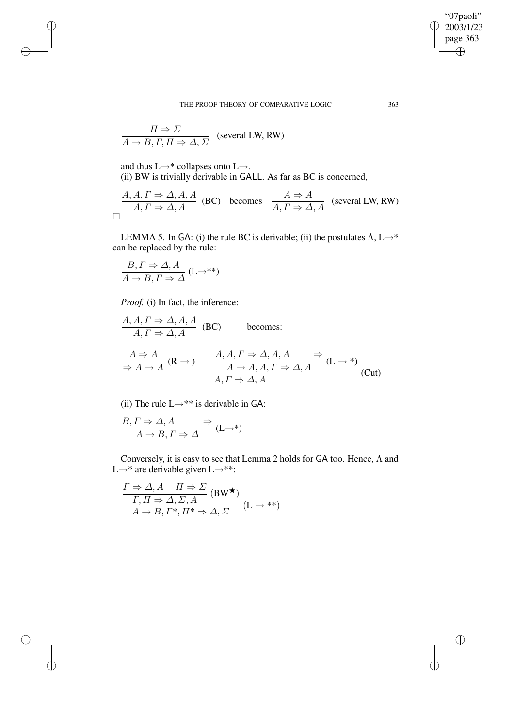$$\frac{\Pi \Rightarrow \Sigma}{A \rightarrow B, \Gamma, \Pi \Rightarrow \Delta, \Sigma} \text{ (several LW, RW)}$$

and thus L→* collapses onto L→.
(ii) BW is trivially derivable in GALL. As far as BC is concerned,

$$\frac{A, A, \Gamma \Rightarrow \Delta, A, A}{A, \Gamma \Rightarrow \Delta, A} \text{ (BC)} \quad \text{becomes} \quad \frac{A \Rightarrow A}{A, \Gamma \Rightarrow \Delta, A} \text{ (several LW, RW)}$$

□

LEMMA 5. In GA: (i) the rule BC is derivable; (ii) the postulates Λ, L→* can be replaced by the rule:

$$\frac{B, \Gamma \Rightarrow \Delta, A}{A \rightarrow B, \Gamma \Rightarrow \Delta} \text{ (L}\rightarrow\text{**)}$$

*Proof.* (i) In fact, the inference:

$$\frac{A, A, \Gamma \Rightarrow \Delta, A, A}{A, \Gamma \Rightarrow \Delta, A} \text{ (BC)} \qquad \text{becomes:}$$

$$\frac{\dfrac{A \Rightarrow A}{\Rightarrow A \rightarrow A} \text{ (R} \rightarrow \text{)} \qquad \dfrac{A, A, \Gamma \Rightarrow \Delta, A, A \qquad \Rightarrow}{A \rightarrow A, A, \Gamma \Rightarrow \Delta, A} \text{ (L} \rightarrow \text{*)}}{A, \Gamma \Rightarrow \Delta, A} \text{ (Cut)}$$

(ii) The rule L→** is derivable in GA:

$$\frac{B, \Gamma \Rightarrow \Delta, A \qquad \Rightarrow}{A \rightarrow B, \Gamma \Rightarrow \Delta} \text{ (L}\rightarrow\text{*)}$$

Conversely, it is easy to see that Lemma 2 holds for GA too. Hence, Λ and L→* are derivable given L→**:

$$\frac{\dfrac{\Gamma \Rightarrow \Delta, A \quad \Pi \Rightarrow \Sigma}{\Gamma, \Pi \Rightarrow \Delta, \Sigma, A} \text{ (BW}^{\bigstar}\text{)}}{A \rightarrow B, \Gamma^*, \Pi^* \Rightarrow \Delta, \Sigma} \text{ (L} \rightarrow \text{**)}$$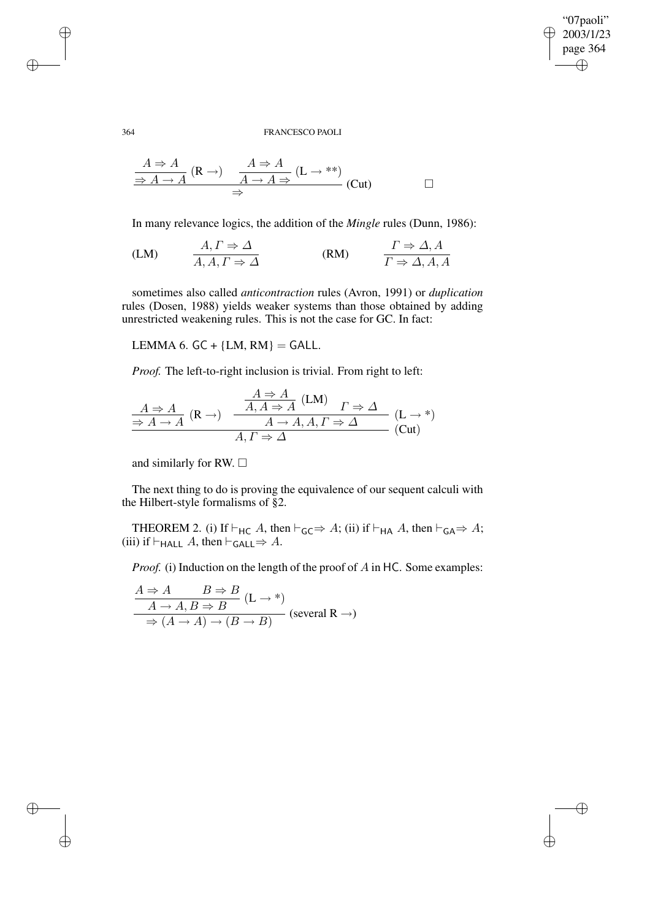$$\dfrac{\dfrac{A \Rightarrow A}{\Rightarrow A \to A}\ (\mathrm{R}\to) \qquad \dfrac{A \Rightarrow A}{A \to A \Rightarrow}\ (\mathrm{L}\to{**})}{\Rightarrow}\ (\mathrm{Cut}) \qquad \Box$$

In many relevance logics, the addition of the *Mingle* rules (Dunn, 1986):

$$(\mathrm{LM}) \qquad \dfrac{A, \Gamma \Rightarrow \Delta}{A, A, \Gamma \Rightarrow \Delta} \qquad\qquad (\mathrm{RM}) \qquad \dfrac{\Gamma \Rightarrow \Delta, A}{\Gamma \Rightarrow \Delta, A, A}$$

sometimes also called *anticontraction* rules (Avron, 1991) or *duplication* rules (Dosen, 1988) yields weaker systems than those obtained by adding unrestricted weakening rules. This is not the case for GC. In fact:

LEMMA 6. GC + {LM, RM} = GALL.

*Proof.* The left-to-right inclusion is trivial. From right to left:

$$\dfrac{\dfrac{A \Rightarrow A}{\Rightarrow A \to A}\ (\mathrm{R}\to) \qquad \dfrac{\dfrac{A \Rightarrow A}{A, A \Rightarrow A}\ (\mathrm{LM}) \qquad \Gamma \Rightarrow \Delta}{A \to A, A, \Gamma \Rightarrow \Delta}\ (\mathrm{L}\to{*})}{A, \Gamma \Rightarrow \Delta}\ (\mathrm{Cut})$$

and similarly for RW. $\Box$

The next thing to do is proving the equivalence of our sequent calculi with the Hilbert-style formalisms of §2.

THEOREM 2. (i) If $\vdash_{\mathsf{HC}} A$, then $\vdash_{\mathsf{GC}} \Rightarrow A$; (ii) if $\vdash_{\mathsf{HA}} A$, then $\vdash_{\mathsf{GA}} \Rightarrow A$; (iii) if $\vdash_{\mathsf{HALL}} A$, then $\vdash_{\mathsf{GALL}} \Rightarrow A$.

*Proof.* (i) Induction on the length of the proof of $A$ in HC. Some examples:

$$\dfrac{\dfrac{A \Rightarrow A \qquad B \Rightarrow B}{A \to A, B \Rightarrow B}\ (\mathrm{L}\to{*})}{\Rightarrow (A \to A) \to (B \to B)}\ (\text{several R}\to)$$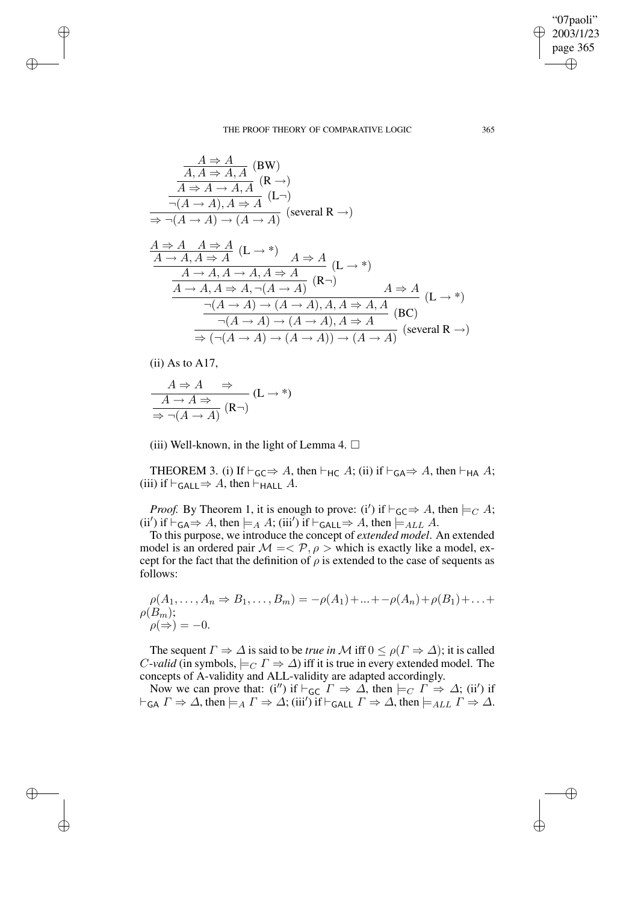$$\dfrac{\dfrac{\dfrac{\dfrac{A \Rightarrow A}{A, A \Rightarrow A, A}\ (\text{BW})}{A \Rightarrow A \to A, A}\ (\text{R} \to)}{\neg(A \to A), A \Rightarrow A}\ (\text{L}\neg)}{\Rightarrow \neg(A \to A) \to (A \to A)}\ (\text{several R} \to)$$

$$\dfrac{\dfrac{\dfrac{\dfrac{\dfrac{\dfrac{A \Rightarrow A \quad A \Rightarrow A}{A \to A, A \Rightarrow A}\ (\text{L} \to {*}) \quad A \Rightarrow A}{A \to A, A \to A, A \Rightarrow A}\ (\text{L} \to {*})}{A \to A, A \Rightarrow A, \neg(A \to A)}\ (\text{R}\neg) \quad A \Rightarrow A}{\neg(A \to A) \to (A \to A), A, A \Rightarrow A, A}\ (\text{L} \to {*})}{\neg(A \to A) \to (A \to A), A \Rightarrow A}\ (\text{BC})}{\Rightarrow (\neg(A \to A) \to (A \to A)) \to (A \to A)}\ (\text{several R} \to)$$

(ii) As to A17,

$$\dfrac{\dfrac{A \Rightarrow A \quad \Rightarrow}{A \to A \Rightarrow}\ (\text{L} \to {*})}{\Rightarrow \neg(A \to A)}\ (\text{R}\neg)$$

(iii) Well-known, in the light of Lemma 4. □

THEOREM 3. (i) If $\vdash_{\mathsf{GC}} \Rightarrow A$, then $\vdash_{\mathsf{HC}} A$; (ii) if $\vdash_{\mathsf{GA}} \Rightarrow A$, then $\vdash_{\mathsf{HA}} A$; (iii) if $\vdash_{\mathsf{GALL}} \Rightarrow A$, then $\vdash_{\mathsf{HALL}} A$.

*Proof.* By Theorem 1, it is enough to prove: (i′) if $\vdash_{\mathsf{GC}} \Rightarrow A$, then $\models_C A$; (ii′) if $\vdash_{\mathsf{GA}} \Rightarrow A$, then $\models_A A$; (iii′) if $\vdash_{\mathsf{GALL}} \Rightarrow A$, then $\models_{ALL} A$.

To this purpose, we introduce the concept of *extended model*. An extended model is an ordered pair $\mathcal{M} = <\mathcal{P}, \rho>$ which is exactly like a model, except for the fact that the definition of $\rho$ is extended to the case of sequents as follows:

$\rho(A_1, \ldots, A_n \Rightarrow B_1, \ldots, B_m) = -\rho(A_1) + ... + -\rho(A_n) + \rho(B_1) + \ldots + \rho(B_m)$;
$\rho(\Rightarrow) = -0$.

The sequent $\Gamma \Rightarrow \Delta$ is said to be *true in* $\mathcal{M}$ iff $0 \leq \rho(\Gamma \Rightarrow \Delta)$; it is called *C-valid* (in symbols, $\models_C \Gamma \Rightarrow \Delta$) iff it is true in every extended model. The concepts of A-validity and ALL-validity are adapted accordingly.

Now we can prove that: (i″) if $\vdash_{\mathsf{GC}} \Gamma \Rightarrow \Delta$, then $\models_C \Gamma \Rightarrow \Delta$; (ii′) if $\vdash_{\mathsf{GA}} \Gamma \Rightarrow \Delta$, then $\models_A \Gamma \Rightarrow \Delta$; (iii′) if $\vdash_{\mathsf{GALL}} \Gamma \Rightarrow \Delta$, then $\models_{ALL} \Gamma \Rightarrow \Delta$.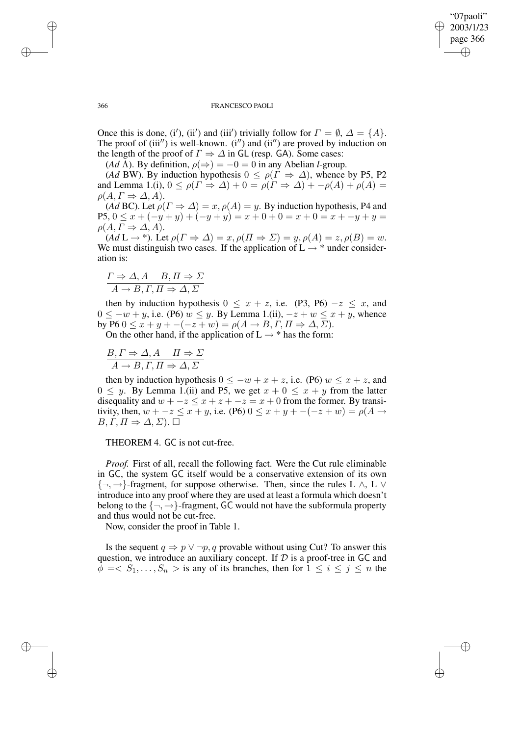Once this is done, (i′), (ii′) and (iii′) trivially follow for $\Gamma = \emptyset$, $\Delta = \{A\}$. The proof of (iii″) is well-known. (i″) and (ii″) are proved by induction on the length of the proof of $\Gamma \Rightarrow \Delta$ in GL (resp. GA). Some cases:

(*Ad* Λ). By definition, $\rho(\Rightarrow) = -0 = 0$ in any Abelian *l*-group.

(*Ad* BW). By induction hypothesis $0 \leq \rho(\Gamma \Rightarrow \Delta)$, whence by P5, P2 and Lemma 1.(i), $0 \leq \rho(\Gamma \Rightarrow \Delta) + 0 = \rho(\Gamma \Rightarrow \Delta) + -\rho(A) + \rho(A) = \rho(A, \Gamma \Rightarrow \Delta, A)$.

(*Ad* BC). Let $\rho(\Gamma \Rightarrow \Delta) = x, \rho(A) = y$. By induction hypothesis, P4 and P5, $0 \leq x + (-y + y) + (-y + y) = x + 0 + 0 = x + 0 = x + -y + y = \rho(A, \Gamma \Rightarrow \Delta, A)$.

(*Ad* L → *). Let $\rho(\Gamma \Rightarrow \Delta) = x, \rho(\Pi \Rightarrow \Sigma) = y, \rho(A) = z, \rho(B) = w$. We must distinguish two cases. If the application of L → * under consideration is:

$$\frac{\Gamma \Rightarrow \Delta, A \quad B, \Pi \Rightarrow \Sigma}{A \rightarrow B, \Gamma, \Pi \Rightarrow \Delta, \Sigma}$$

then by induction hypothesis $0 \leq x + z$, i.e. (P3, P6) $-z \leq x$, and $0 \leq -w + y$, i.e. (P6) $w \leq y$. By Lemma 1.(ii), $-z + w \leq x + y$, whence by P6 $0 \leq x + y + -(-z + w) = \rho(A \rightarrow B, \Gamma, \Pi \Rightarrow \Delta, \Sigma)$.

On the other hand, if the application of L → * has the form:

$$\frac{B, \Gamma \Rightarrow \Delta, A \quad \Pi \Rightarrow \Sigma}{A \rightarrow B, \Gamma, \Pi \Rightarrow \Delta, \Sigma}$$

then by induction hypothesis $0 \leq -w + x + z$, i.e. (P6) $w \leq x + z$, and $0 \leq y$. By Lemma 1.(ii) and P5, we get $x + 0 \leq x + y$ from the latter disequality and $w + -z \leq x + z + -z = x + 0$ from the former. By transitivity, then, $w + -z \leq x + y$, i.e. (P6) $0 \leq x + y + -(-z + w) = \rho(A \rightarrow B, \Gamma, \Pi \Rightarrow \Delta, \Sigma)$. □

THEOREM 4. GC is not cut-free.

*Proof.* First of all, recall the following fact. Were the Cut rule eliminable in GC, the system GC itself would be a conservative extension of its own $\{\neg, \rightarrow\}$-fragment, for suppose otherwise. Then, since the rules L ∧, L ∨ introduce into any proof where they are used at least a formula which doesn't belong to the $\{\neg, \rightarrow\}$-fragment, GC would not have the subformula property and thus would not be cut-free.

Now, consider the proof in Table 1.

Is the sequent $q \Rightarrow p \vee \neg p, q$ provable without using Cut? To answer this question, we introduce an auxiliary concept. If $\mathcal{D}$ is a proof-tree in GC and $\phi = < S_1, \ldots, S_n >$ is any of its branches, then for $1 \leq i \leq j \leq n$ the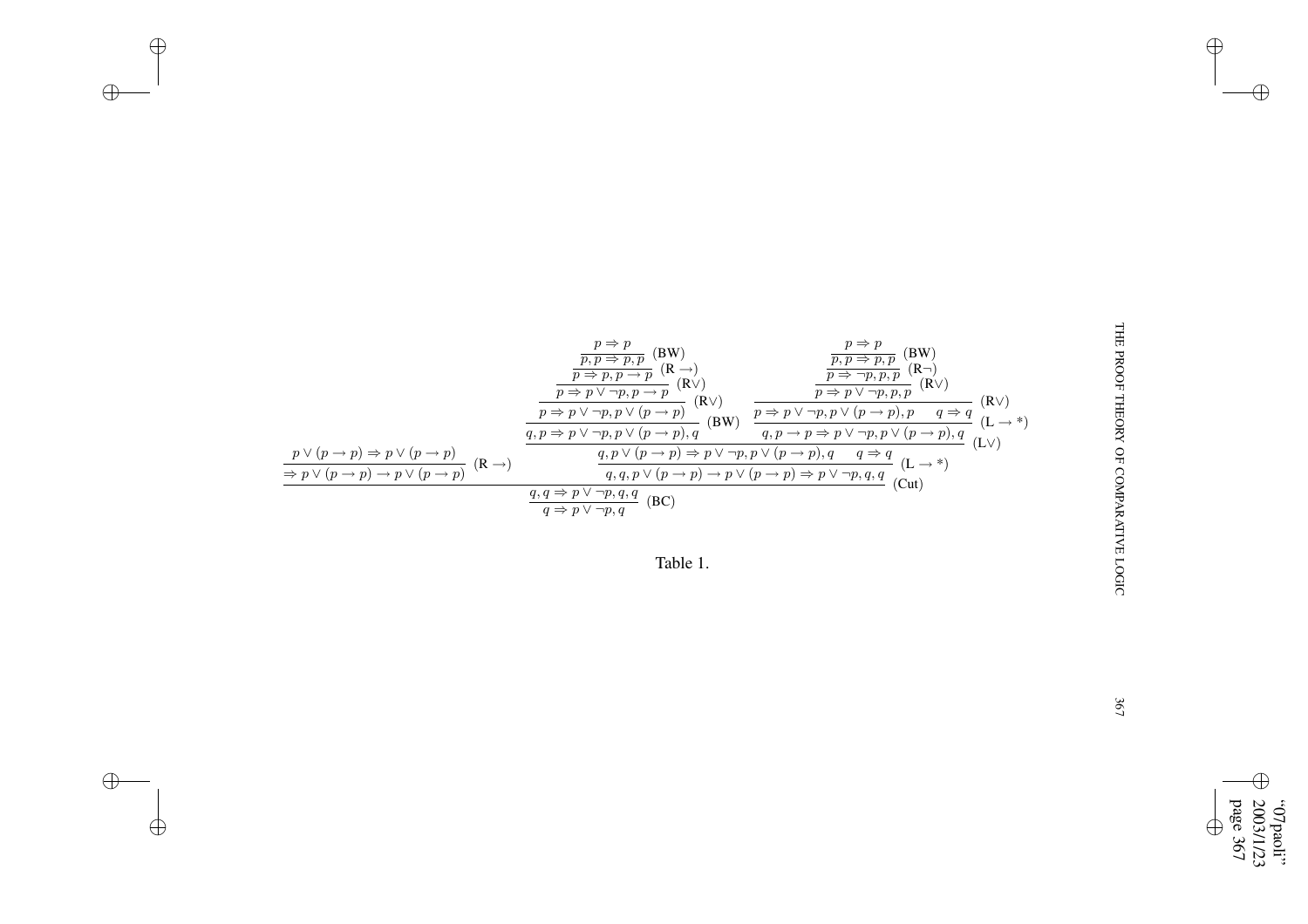$$
\begin{prooftree}
\AxiomC{$p \vee (p \to p) \Rightarrow p \vee (p \to p)$}
\RightLabel{(R $\to$)}
\UnaryInfC{$\Rightarrow p \vee (p \to p) \to p \vee (p \to p)$}
\AxiomC{$p \Rightarrow p$}
\RightLabel{(BW)}
\UnaryInfC{$p, p \Rightarrow p, p$}
\RightLabel{(R $\to$)}
\UnaryInfC{$p \Rightarrow p, p \to p$}
\RightLabel{(R$\vee$)}
\UnaryInfC{$p \Rightarrow p \vee \neg p, p \to p$}
\RightLabel{(R$\vee$)}
\UnaryInfC{$p \Rightarrow p \vee \neg p, p \vee (p \to p)$}
\RightLabel{(BW)}
\UnaryInfC{$q, p \Rightarrow p \vee \neg p, p \vee (p \to p), q$}
\AxiomC{$p \Rightarrow p$}
\RightLabel{(BW)}
\UnaryInfC{$p, p \Rightarrow p, p$}
\RightLabel{(R$\neg$)}
\UnaryInfC{$p \Rightarrow \neg p, p, p$}
\RightLabel{(R$\vee$)}
\UnaryInfC{$p \Rightarrow p \vee \neg p, p, p$}
\RightLabel{(R$\vee$)}
\UnaryInfC{$p \Rightarrow p \vee \neg p, p \vee (p \to p), p$}
\AxiomC{$q \Rightarrow q$}
\RightLabel{(L $\to$ *)}
\BinaryInfC{$q, p \to p \Rightarrow p \vee \neg p, p \vee (p \to p), q$}
\RightLabel{(L$\vee$)}
\BinaryInfC{$q, p \vee (p \to p) \Rightarrow p \vee \neg p, p \vee (p \to p), q$}
\AxiomC{$q \Rightarrow q$}
\RightLabel{(L $\to$ *)}
\BinaryInfC{$q, q, p \vee (p \to p) \to p \vee (p \to p) \Rightarrow p \vee \neg p, q, q$}
\RightLabel{(Cut)}
\BinaryInfC{$q, q \Rightarrow p \vee \neg p, q, q$}
\RightLabel{(BC)}
\UnaryInfC{$q \Rightarrow p \vee \neg p, q$}
\end{prooftree}
$$

Table 1.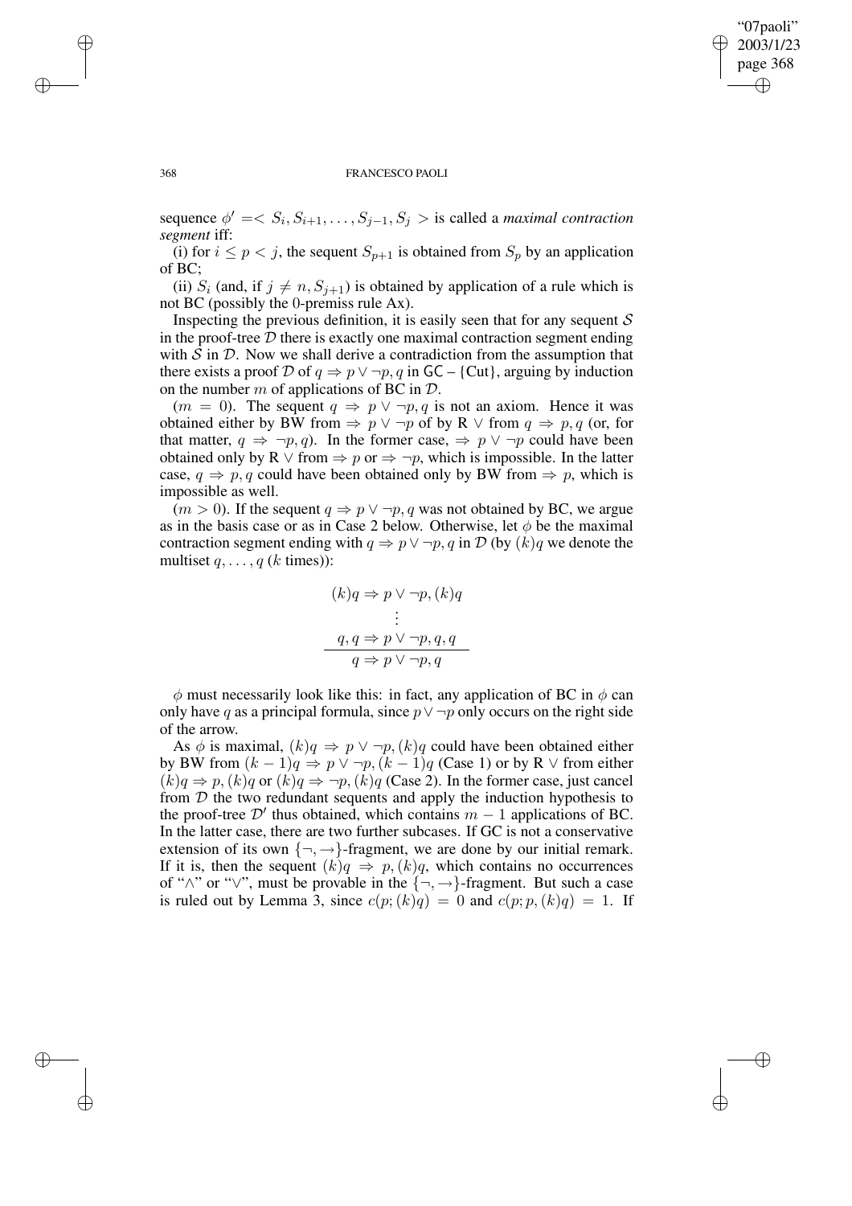sequence $\phi' = < S_i, S_{i+1}, \ldots, S_{j-1}, S_j >$ is called a *maximal contraction segment* iff:

(i) for $i \leq p < j$, the sequent $S_{p+1}$ is obtained from $S_p$ by an application of BC;

(ii) $S_i$ (and, if $j \neq n$, $S_{j+1}$) is obtained by application of a rule which is not BC (possibly the 0-premiss rule Ax).

Inspecting the previous definition, it is easily seen that for any sequent $\mathcal{S}$ in the proof-tree $\mathcal{D}$ there is exactly one maximal contraction segment ending with $\mathcal{S}$ in $\mathcal{D}$. Now we shall derive a contradiction from the assumption that there exists a proof $\mathcal{D}$ of $q \Rightarrow p \vee \neg p, q$ in $\mathsf{GC} - \{\text{Cut}\}$, arguing by induction on the number $m$ of applications of BC in $\mathcal{D}$.

($m = 0$). The sequent $q \Rightarrow p \vee \neg p, q$ is not an axiom. Hence it was obtained either by BW from $\Rightarrow p \vee \neg p$ of by R $\vee$ from $q \Rightarrow p, q$ (or, for that matter, $q \Rightarrow \neg p, q$). In the former case, $\Rightarrow p \vee \neg p$ could have been obtained only by R $\vee$ from $\Rightarrow p$ or $\Rightarrow \neg p$, which is impossible. In the latter case, $q \Rightarrow p, q$ could have been obtained only by BW from $\Rightarrow p$, which is impossible as well.

($m > 0$). If the sequent $q \Rightarrow p \vee \neg p, q$ was not obtained by BC, we argue as in the basis case or as in Case 2 below. Otherwise, let $\phi$ be the maximal contraction segment ending with $q \Rightarrow p \vee \neg p, q$ in $\mathcal{D}$ (by $(k)q$ we denote the multiset $q, \ldots, q$ ($k$ times)):

$$
\begin{array}{c}
(k)q \Rightarrow p \vee \neg p, (k)q \\
\vdots \\
q, q \Rightarrow p \vee \neg p, q, q \\
\hline
q \Rightarrow p \vee \neg p, q
\end{array}
$$

$\phi$ must necessarily look like this: in fact, any application of BC in $\phi$ can only have $q$ as a principal formula, since $p \vee \neg p$ only occurs on the right side of the arrow.

As $\phi$ is maximal, $(k)q \Rightarrow p \vee \neg p, (k)q$ could have been obtained either by BW from $(k-1)q \Rightarrow p \vee \neg p, (k-1)q$ (Case 1) or by R $\vee$ from either $(k)q \Rightarrow p, (k)q$ or $(k)q \Rightarrow \neg p, (k)q$ (Case 2). In the former case, just cancel from $\mathcal{D}$ the two redundant sequents and apply the induction hypothesis to the proof-tree $\mathcal{D}'$ thus obtained, which contains $m - 1$ applications of BC. In the latter case, there are two further subcases. If GC is not a conservative extension of its own $\{\neg, \rightarrow\}$-fragment, we are done by our initial remark. If it is, then the sequent $(k)q \Rightarrow p, (k)q$, which contains no occurrences of "$\wedge$" or "$\vee$", must be provable in the $\{\neg, \rightarrow\}$-fragment. But such a case is ruled out by Lemma 3, since $c(p; (k)q) = 0$ and $c(p; p, (k)q) = 1$. If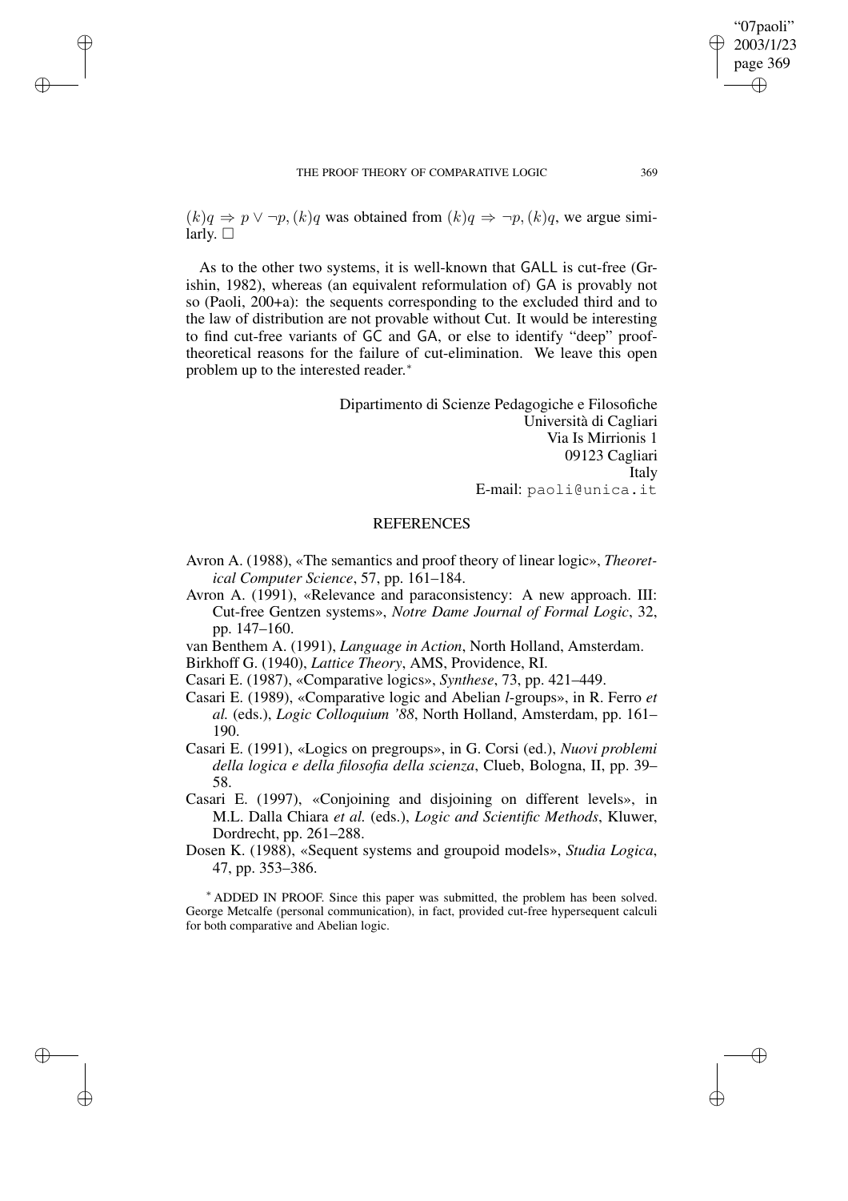$(k)q \Rightarrow p \vee \neg p, (k)q$ was obtained from $(k)q \Rightarrow \neg p, (k)q$, we argue similarly. $\square$

As to the other two systems, it is well-known that GALL is cut-free (Grishin, 1982), whereas (an equivalent reformulation of) GA is provably not so (Paoli, 200+a): the sequents corresponding to the excluded third and to the law of distribution are not provable without Cut. It would be interesting to find cut-free variants of GC and GA, or else to identify "deep" proof-theoretical reasons for the failure of cut-elimination. We leave this open problem up to the interested reader.*

Dipartimento di Scienze Pedagogiche e Filosofiche
Università di Cagliari
Via Is Mirrionis 1
09123 Cagliari
Italy
E-mail: paoli@unica.it

## REFERENCES

Avron A. (1988), «The semantics and proof theory of linear logic», *Theoretical Computer Science*, 57, pp. 161–184.

Avron A. (1991), «Relevance and paraconsistency: A new approach. III: Cut-free Gentzen systems», *Notre Dame Journal of Formal Logic*, 32, pp. 147–160.

van Benthem A. (1991), *Language in Action*, North Holland, Amsterdam.

Birkhoff G. (1940), *Lattice Theory*, AMS, Providence, RI.

Casari E. (1987), «Comparative logics», *Synthese*, 73, pp. 421–449.

Casari E. (1989), «Comparative logic and Abelian *l*-groups», in R. Ferro *et al.* (eds.), *Logic Colloquium '88*, North Holland, Amsterdam, pp. 161–190.

Casari E. (1991), «Logics on pregroups», in G. Corsi (ed.), *Nuovi problemi della logica e della filosofia della scienza*, Clueb, Bologna, II, pp. 39–58.

Casari E. (1997), «Conjoining and disjoining on different levels», in M.L. Dalla Chiara *et al.* (eds.), *Logic and Scientific Methods*, Kluwer, Dordrecht, pp. 261–288.

Dosen K. (1988), «Sequent systems and groupoid models», *Studia Logica*, 47, pp. 353–386.

* ADDED IN PROOF. Since this paper was submitted, the problem has been solved. George Metcalfe (personal communication), in fact, provided cut-free hypersequent calculi for both comparative and Abelian logic.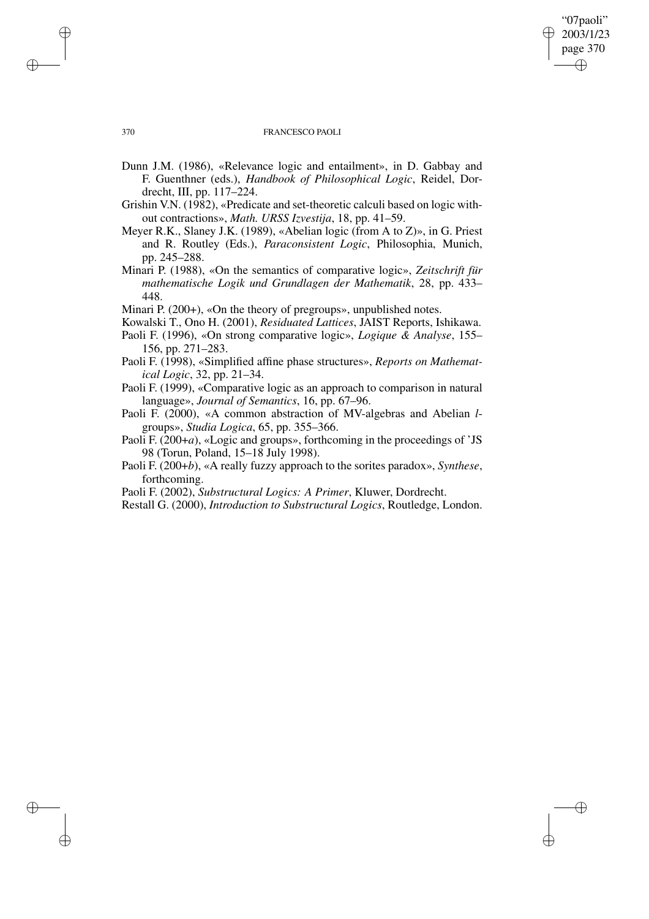Dunn J.M. (1986), «Relevance logic and entailment», in D. Gabbay and F. Guenthner (eds.), *Handbook of Philosophical Logic*, Reidel, Dordrecht, III, pp. 117–224.

Grishin V.N. (1982), «Predicate and set-theoretic calculi based on logic without contractions», *Math. URSS Izvestija*, 18, pp. 41–59.

Meyer R.K., Slaney J.K. (1989), «Abelian logic (from A to Z)», in G. Priest and R. Routley (Eds.), *Paraconsistent Logic*, Philosophia, Munich, pp. 245–288.

Minari P. (1988), «On the semantics of comparative logic», *Zeitschrift für mathematische Logik und Grundlagen der Mathematik*, 28, pp. 433–448.

Minari P. (200+), «On the theory of pregroups», unpublished notes.

Kowalski T., Ono H. (2001), *Residuated Lattices*, JAIST Reports, Ishikawa.

Paoli F. (1996), «On strong comparative logic», *Logique & Analyse*, 155–156, pp. 271–283.

Paoli F. (1998), «Simplified affine phase structures», *Reports on Mathematical Logic*, 32, pp. 21–34.

Paoli F. (1999), «Comparative logic as an approach to comparison in natural language», *Journal of Semantics*, 16, pp. 67–96.

Paoli F. (2000), «A common abstraction of MV-algebras and Abelian *l*-groups», *Studia Logica*, 65, pp. 355–366.

Paoli F. (200+*a*), «Logic and groups», forthcoming in the proceedings of 'JS 98 (Torun, Poland, 15–18 July 1998).

Paoli F. (200+*b*), «A really fuzzy approach to the sorites paradox», *Synthese*, forthcoming.

Paoli F. (2002), *Substructural Logics: A Primer*, Kluwer, Dordrecht.

Restall G. (2000), *Introduction to Substructural Logics*, Routledge, London.